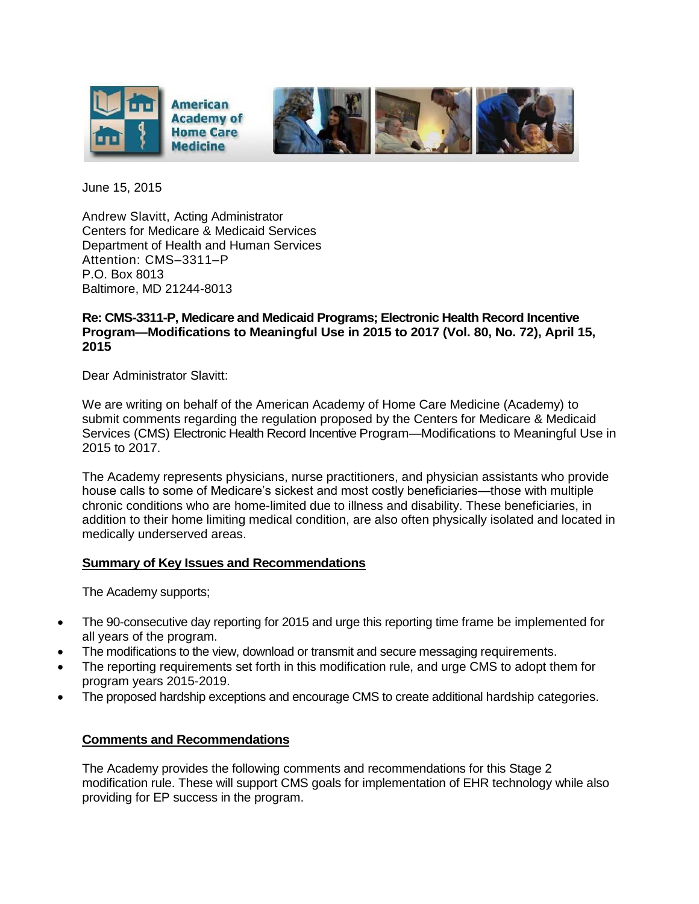June 15, 2015

Andrew Slavitt, Acting Administrator
Centers for Medicare & Medicaid Services
Department of Health and Human Services
Attention: CMS–3311–P
P.O. Box 8013
Baltimore, MD 21244-8013

**Re: CMS-3311-P, Medicare and Medicaid Programs; Electronic Health Record Incentive Program—Modifications to Meaningful Use in 2015 to 2017 (Vol. 80, No. 72), April 15, 2015**

Dear Administrator Slavitt:

We are writing on behalf of the American Academy of Home Care Medicine (Academy) to submit comments regarding the regulation proposed by the Centers for Medicare & Medicaid Services (CMS) Electronic Health Record Incentive Program—Modifications to Meaningful Use in 2015 to 2017.

The Academy represents physicians, nurse practitioners, and physician assistants who provide house calls to some of Medicare's sickest and most costly beneficiaries—those with multiple chronic conditions who are home-limited due to illness and disability. These beneficiaries, in addition to their home limiting medical condition, are also often physically isolated and located in medically underserved areas.

## Summary of Key Issues and Recommendations

The Academy supports;

- The 90-consecutive day reporting for 2015 and urge this reporting time frame be implemented for all years of the program.
- The modifications to the view, download or transmit and secure messaging requirements.
- The reporting requirements set forth in this modification rule, and urge CMS to adopt them for program years 2015-2019.
- The proposed hardship exceptions and encourage CMS to create additional hardship categories.

## Comments and Recommendations

The Academy provides the following comments and recommendations for this Stage 2 modification rule. These will support CMS goals for implementation of EHR technology while also providing for EP success in the program.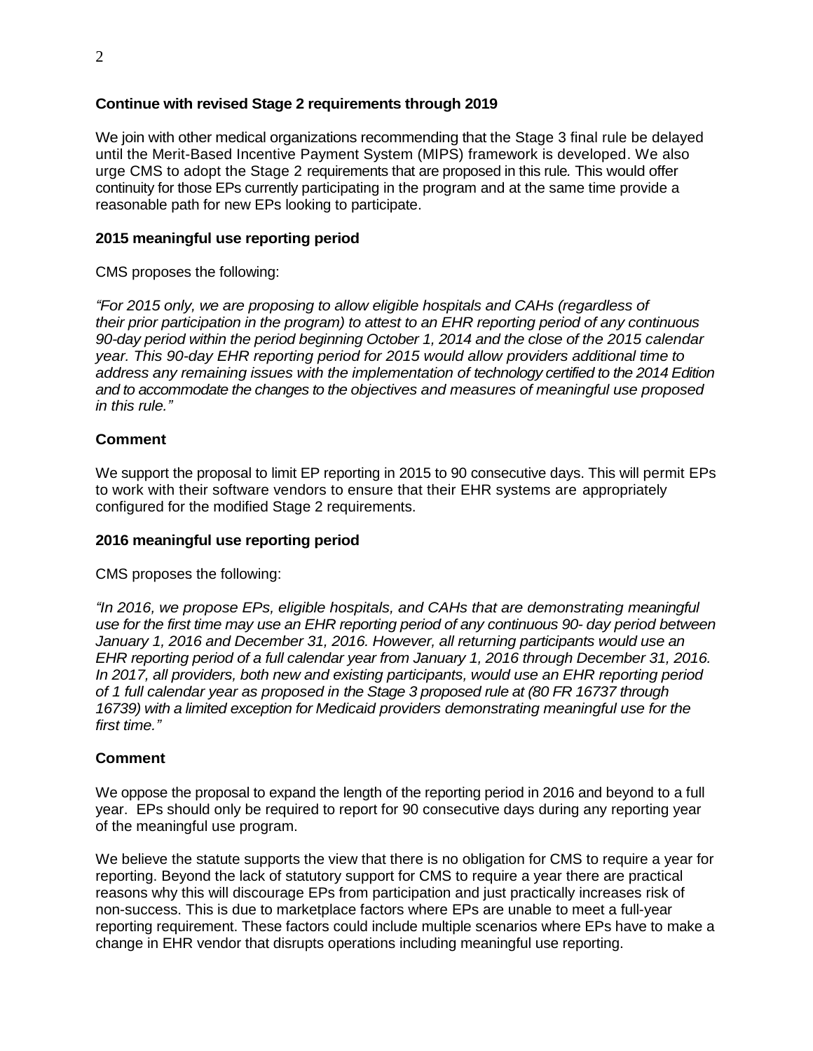**Continue with revised Stage 2 requirements through 2019**

We join with other medical organizations recommending that the Stage 3 final rule be delayed until the Merit-Based Incentive Payment System (MIPS) framework is developed. We also urge CMS to adopt the Stage 2 requirements that are proposed in this rule. This would offer continuity for those EPs currently participating in the program and at the same time provide a reasonable path for new EPs looking to participate.

**2015 meaningful use reporting period**

CMS proposes the following:

*"For 2015 only, we are proposing to allow eligible hospitals and CAHs (regardless of their prior participation in the program) to attest to an EHR reporting period of any continuous 90-day period within the period beginning October 1, 2014 and the close of the 2015 calendar year. This 90-day EHR reporting period for 2015 would allow providers additional time to address any remaining issues with the implementation of technology certified to the 2014 Edition and to accommodate the changes to the objectives and measures of meaningful use proposed in this rule."*

**Comment**

We support the proposal to limit EP reporting in 2015 to 90 consecutive days. This will permit EPs to work with their software vendors to ensure that their EHR systems are appropriately configured for the modified Stage 2 requirements.

**2016 meaningful use reporting period**

CMS proposes the following:

*"In 2016, we propose EPs, eligible hospitals, and CAHs that are demonstrating meaningful use for the first time may use an EHR reporting period of any continuous 90- day period between January 1, 2016 and December 31, 2016. However, all returning participants would use an EHR reporting period of a full calendar year from January 1, 2016 through December 31, 2016. In 2017, all providers, both new and existing participants, would use an EHR reporting period of 1 full calendar year as proposed in the Stage 3 proposed rule at (80 FR 16737 through 16739) with a limited exception for Medicaid providers demonstrating meaningful use for the first time."*

**Comment**

We oppose the proposal to expand the length of the reporting period in 2016 and beyond to a full year. EPs should only be required to report for 90 consecutive days during any reporting year of the meaningful use program.

We believe the statute supports the view that there is no obligation for CMS to require a year for reporting. Beyond the lack of statutory support for CMS to require a year there are practical reasons why this will discourage EPs from participation and just practically increases risk of non-success. This is due to marketplace factors where EPs are unable to meet a full-year reporting requirement. These factors could include multiple scenarios where EPs have to make a change in EHR vendor that disrupts operations including meaningful use reporting.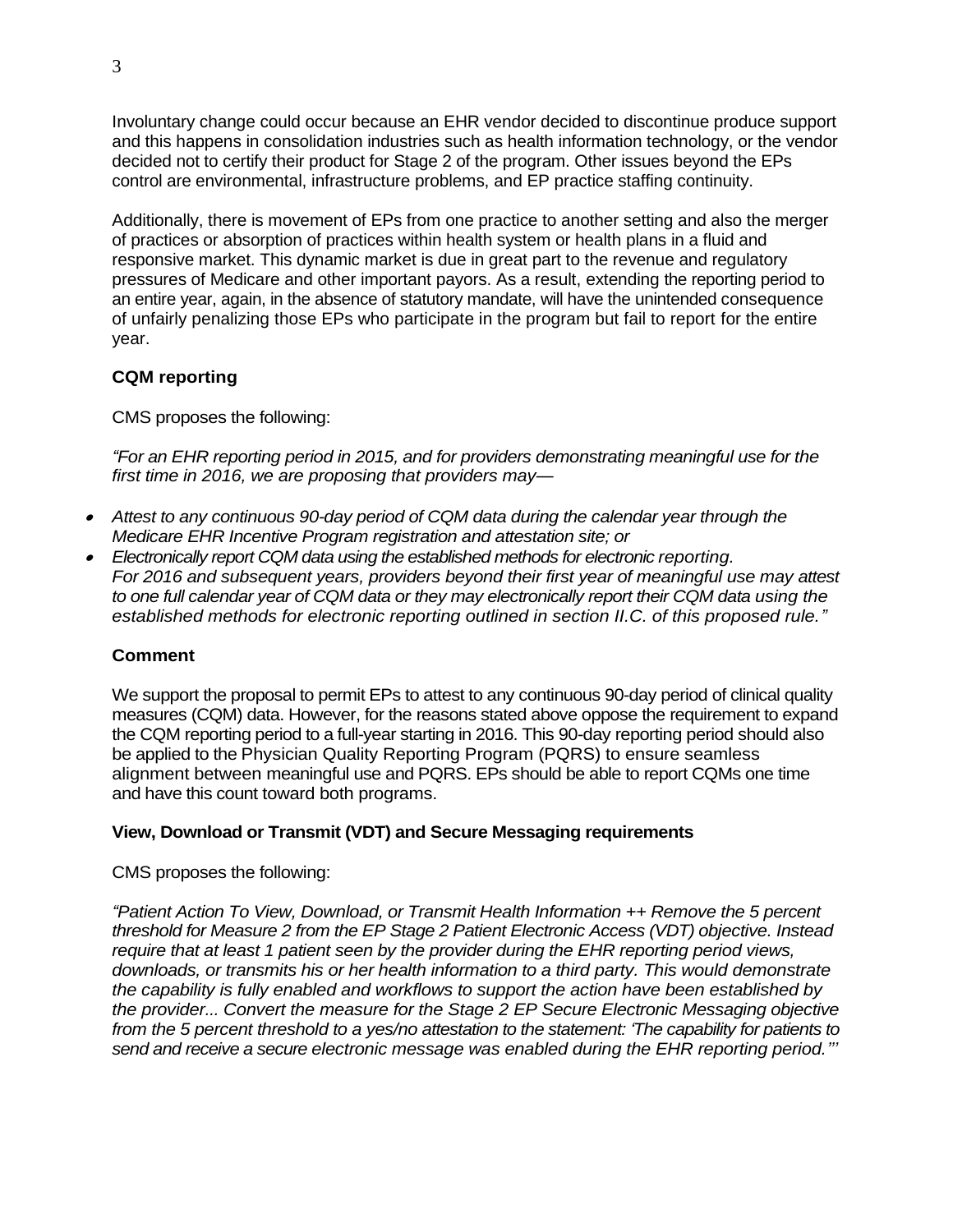Involuntary change could occur because an EHR vendor decided to discontinue produce support and this happens in consolidation industries such as health information technology, or the vendor decided not to certify their product for Stage 2 of the program. Other issues beyond the EPs control are environmental, infrastructure problems, and EP practice staffing continuity.

Additionally, there is movement of EPs from one practice to another setting and also the merger of practices or absorption of practices within health system or health plans in a fluid and responsive market. This dynamic market is due in great part to the revenue and regulatory pressures of Medicare and other important payors. As a result, extending the reporting period to an entire year, again, in the absence of statutory mandate, will have the unintended consequence of unfairly penalizing those EPs who participate in the program but fail to report for the entire year.

**CQM reporting**

CMS proposes the following:

*"For an EHR reporting period in 2015, and for providers demonstrating meaningful use for the first time in 2016, we are proposing that providers may—*

- *Attest to any continuous 90-day period of CQM data during the calendar year through the Medicare EHR Incentive Program registration and attestation site; or*
- *Electronically report CQM data using the established methods for electronic reporting. For 2016 and subsequent years, providers beyond their first year of meaningful use may attest to one full calendar year of CQM data or they may electronically report their CQM data using the established methods for electronic reporting outlined in section II.C. of this proposed rule."*

**Comment**

We support the proposal to permit EPs to attest to any continuous 90-day period of clinical quality measures (CQM) data. However, for the reasons stated above oppose the requirement to expand the CQM reporting period to a full-year starting in 2016. This 90-day reporting period should also be applied to the Physician Quality Reporting Program (PQRS) to ensure seamless alignment between meaningful use and PQRS. EPs should be able to report CQMs one time and have this count toward both programs.

**View, Download or Transmit (VDT) and Secure Messaging requirements**

CMS proposes the following:

*"Patient Action To View, Download, or Transmit Health Information ++ Remove the 5 percent threshold for Measure 2 from the EP Stage 2 Patient Electronic Access (VDT) objective. Instead require that at least 1 patient seen by the provider during the EHR reporting period views, downloads, or transmits his or her health information to a third party. This would demonstrate the capability is fully enabled and workflows to support the action have been established by the provider... Convert the measure for the Stage 2 EP Secure Electronic Messaging objective from the 5 percent threshold to a yes/no attestation to the statement: 'The capability for patients to send and receive a secure electronic message was enabled during the EHR reporting period.'"*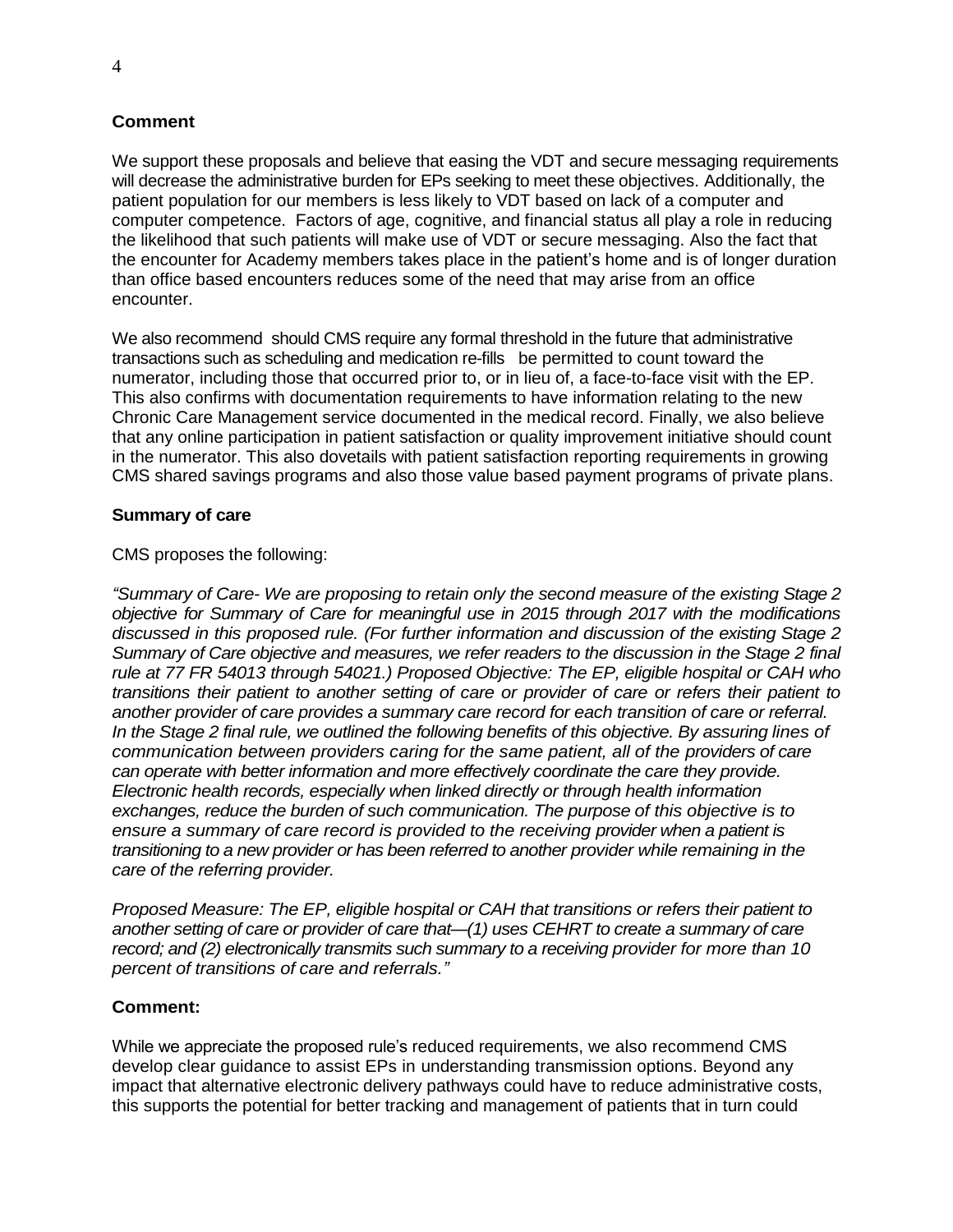**Comment**

We support these proposals and believe that easing the VDT and secure messaging requirements will decrease the administrative burden for EPs seeking to meet these objectives. Additionally, the patient population for our members is less likely to VDT based on lack of a computer and computer competence. Factors of age, cognitive, and financial status all play a role in reducing the likelihood that such patients will make use of VDT or secure messaging. Also the fact that the encounter for Academy members takes place in the patient's home and is of longer duration than office based encounters reduces some of the need that may arise from an office encounter.

We also recommend should CMS require any formal threshold in the future that administrative transactions such as scheduling and medication re-fills be permitted to count toward the numerator, including those that occurred prior to, or in lieu of, a face-to-face visit with the EP. This also confirms with documentation requirements to have information relating to the new Chronic Care Management service documented in the medical record. Finally, we also believe that any online participation in patient satisfaction or quality improvement initiative should count in the numerator. This also dovetails with patient satisfaction reporting requirements in growing CMS shared savings programs and also those value based payment programs of private plans.

**Summary of care**

CMS proposes the following:

*"Summary of Care- We are proposing to retain only the second measure of the existing Stage 2 objective for Summary of Care for meaningful use in 2015 through 2017 with the modifications discussed in this proposed rule. (For further information and discussion of the existing Stage 2 Summary of Care objective and measures, we refer readers to the discussion in the Stage 2 final rule at 77 FR 54013 through 54021.) Proposed Objective: The EP, eligible hospital or CAH who transitions their patient to another setting of care or provider of care or refers their patient to another provider of care provides a summary care record for each transition of care or referral. In the Stage 2 final rule, we outlined the following benefits of this objective. By assuring lines of communication between providers caring for the same patient, all of the providers of care can operate with better information and more effectively coordinate the care they provide. Electronic health records, especially when linked directly or through health information exchanges, reduce the burden of such communication. The purpose of this objective is to ensure a summary of care record is provided to the receiving provider when a patient is transitioning to a new provider or has been referred to another provider while remaining in the care of the referring provider.*

*Proposed Measure: The EP, eligible hospital or CAH that transitions or refers their patient to another setting of care or provider of care that—(1) uses CEHRT to create a summary of care record; and (2) electronically transmits such summary to a receiving provider for more than 10 percent of transitions of care and referrals."*

**Comment:**

While we appreciate the proposed rule's reduced requirements, we also recommend CMS develop clear guidance to assist EPs in understanding transmission options. Beyond any impact that alternative electronic delivery pathways could have to reduce administrative costs, this supports the potential for better tracking and management of patients that in turn could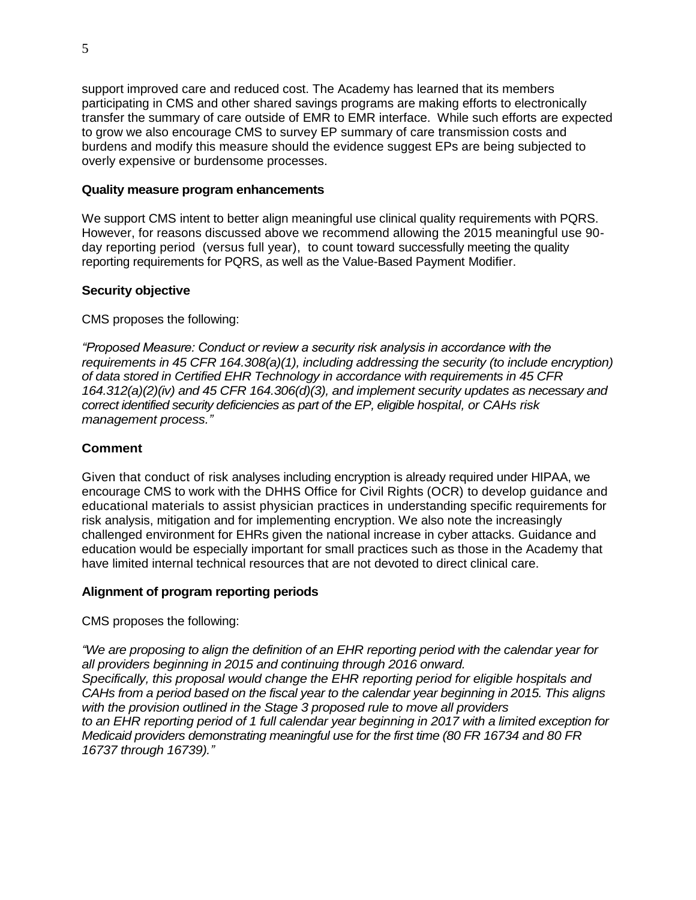support improved care and reduced cost. The Academy has learned that its members participating in CMS and other shared savings programs are making efforts to electronically transfer the summary of care outside of EMR to EMR interface. While such efforts are expected to grow we also encourage CMS to survey EP summary of care transmission costs and burdens and modify this measure should the evidence suggest EPs are being subjected to overly expensive or burdensome processes.

**Quality measure program enhancements**

We support CMS intent to better align meaningful use clinical quality requirements with PQRS. However, for reasons discussed above we recommend allowing the 2015 meaningful use 90-day reporting period (versus full year), to count toward successfully meeting the quality reporting requirements for PQRS, as well as the Value-Based Payment Modifier.

**Security objective**

CMS proposes the following:

*"Proposed Measure: Conduct or review a security risk analysis in accordance with the requirements in 45 CFR 164.308(a)(1), including addressing the security (to include encryption) of data stored in Certified EHR Technology in accordance with requirements in 45 CFR 164.312(a)(2)(iv) and 45 CFR 164.306(d)(3), and implement security updates as necessary and correct identified security deficiencies as part of the EP, eligible hospital, or CAHs risk management process."*

## Comment

Given that conduct of risk analyses including encryption is already required under HIPAA, we encourage CMS to work with the DHHS Office for Civil Rights (OCR) to develop guidance and educational materials to assist physician practices in understanding specific requirements for risk analysis, mitigation and for implementing encryption. We also note the increasingly challenged environment for EHRs given the national increase in cyber attacks. Guidance and education would be especially important for small practices such as those in the Academy that have limited internal technical resources that are not devoted to direct clinical care.

**Alignment of program reporting periods**

CMS proposes the following:

*"We are proposing to align the definition of an EHR reporting period with the calendar year for all providers beginning in 2015 and continuing through 2016 onward.*
*Specifically, this proposal would change the EHR reporting period for eligible hospitals and CAHs from a period based on the fiscal year to the calendar year beginning in 2015. This aligns with the provision outlined in the Stage 3 proposed rule to move all providers to an EHR reporting period of 1 full calendar year beginning in 2017 with a limited exception for Medicaid providers demonstrating meaningful use for the first time (80 FR 16734 and 80 FR 16737 through 16739)."*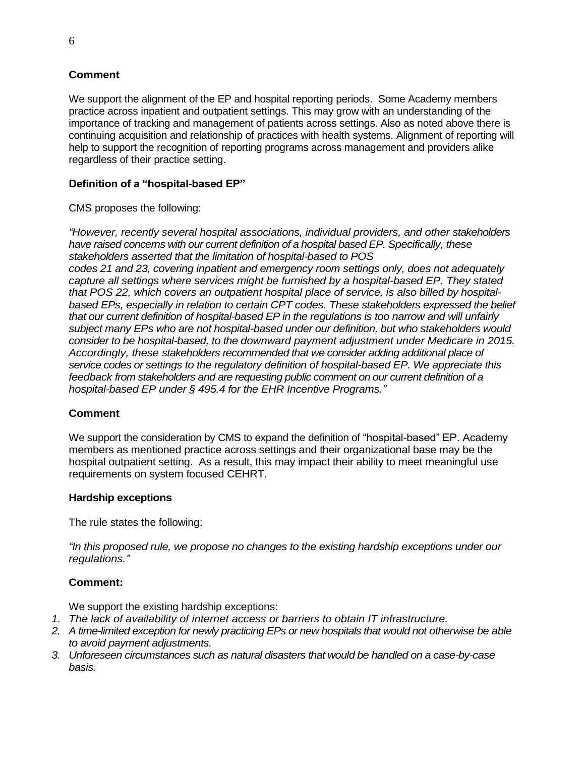**Comment**

We support the alignment of the EP and hospital reporting periods. Some Academy members practice across inpatient and outpatient settings. This may grow with an understanding of the importance of tracking and management of patients across settings. Also as noted above there is continuing acquisition and relationship of practices with health systems. Alignment of reporting will help to support the recognition of reporting programs across management and providers alike regardless of their practice setting.

**Definition of a "hospital-based EP"**

CMS proposes the following:

*"However, recently several hospital associations, individual providers, and other stakeholders have raised concerns with our current definition of a hospital based EP. Specifically, these stakeholders asserted that the limitation of hospital-based to POS codes 21 and 23, covering inpatient and emergency room settings only, does not adequately capture all settings where services might be furnished by a hospital-based EP. They stated that POS 22, which covers an outpatient hospital place of service, is also billed by hospital-based EPs, especially in relation to certain CPT codes. These stakeholders expressed the belief that our current definition of hospital-based EP in the regulations is too narrow and will unfairly subject many EPs who are not hospital-based under our definition, but who stakeholders would consider to be hospital-based, to the downward payment adjustment under Medicare in 2015. Accordingly, these stakeholders recommended that we consider adding additional place of service codes or settings to the regulatory definition of hospital-based EP. We appreciate this feedback from stakeholders and are requesting public comment on our current definition of a hospital-based EP under § 495.4 for the EHR Incentive Programs."*

**Comment**

We support the consideration by CMS to expand the definition of "hospital-based" EP. Academy members as mentioned practice across settings and their organizational base may be the hospital outpatient setting. As a result, this may impact their ability to meet meaningful use requirements on system focused CEHRT.

**Hardship exceptions**

The rule states the following:

*"In this proposed rule, we propose no changes to the existing hardship exceptions under our regulations."*

**Comment:**

We support the existing hardship exceptions:

1. *The lack of availability of internet access or barriers to obtain IT infrastructure.*
2. *A time-limited exception for newly practicing EPs or new hospitals that would not otherwise be able to avoid payment adjustments.*
3. *Unforeseen circumstances such as natural disasters that would be handled on a case-by-case basis.*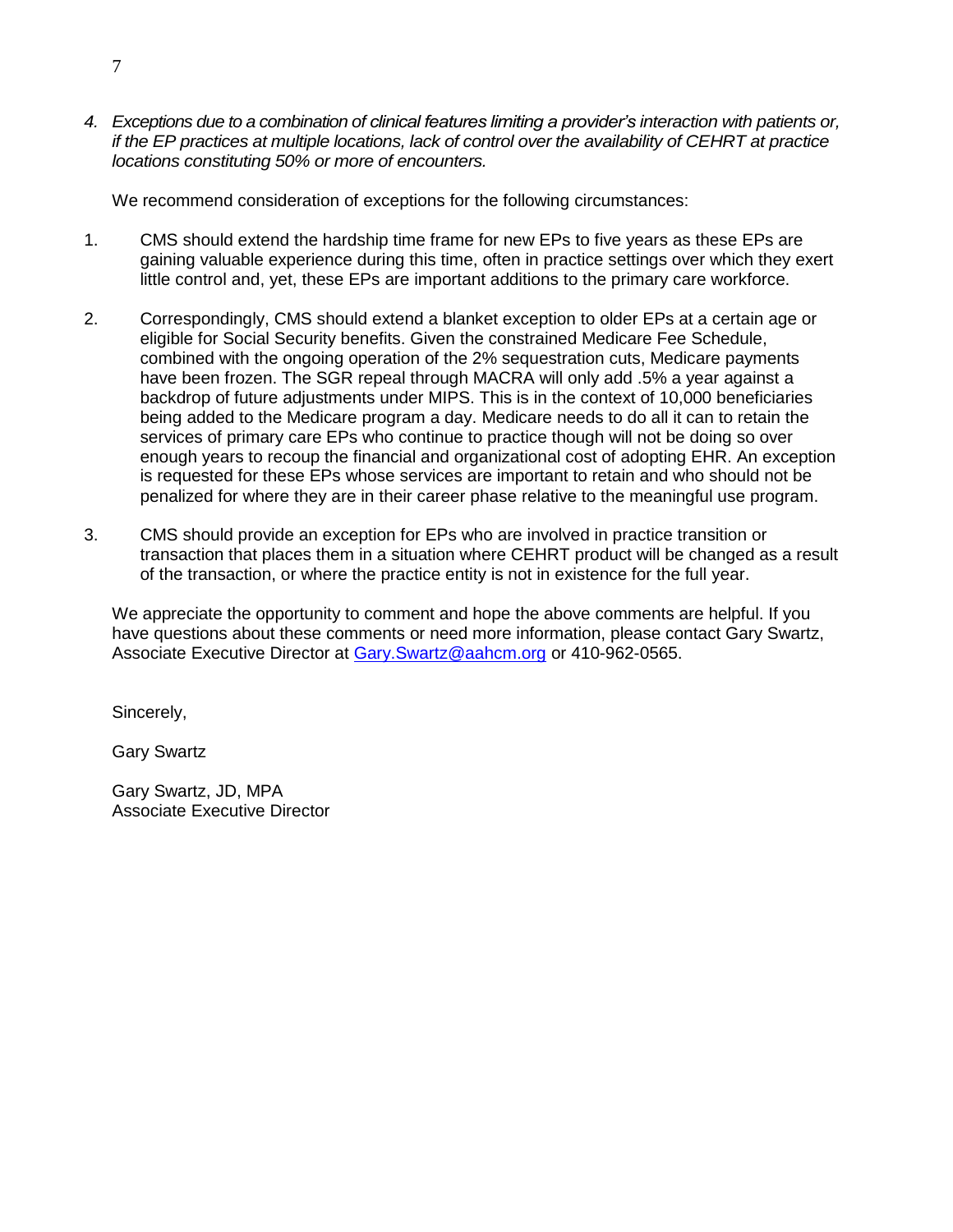*4. Exceptions due to a combination of clinical features limiting a provider's interaction with patients or, if the EP practices at multiple locations, lack of control over the availability of CEHRT at practice locations constituting 50% or more of encounters.*

We recommend consideration of exceptions for the following circumstances:

1. CMS should extend the hardship time frame for new EPs to five years as these EPs are gaining valuable experience during this time, often in practice settings over which they exert little control and, yet, these EPs are important additions to the primary care workforce.

2. Correspondingly, CMS should extend a blanket exception to older EPs at a certain age or eligible for Social Security benefits. Given the constrained Medicare Fee Schedule, combined with the ongoing operation of the 2% sequestration cuts, Medicare payments have been frozen. The SGR repeal through MACRA will only add .5% a year against a backdrop of future adjustments under MIPS. This is in the context of 10,000 beneficiaries being added to the Medicare program a day. Medicare needs to do all it can to retain the services of primary care EPs who continue to practice though will not be doing so over enough years to recoup the financial and organizational cost of adopting EHR. An exception is requested for these EPs whose services are important to retain and who should not be penalized for where they are in their career phase relative to the meaningful use program.

3. CMS should provide an exception for EPs who are involved in practice transition or transaction that places them in a situation where CEHRT product will be changed as a result of the transaction, or where the practice entity is not in existence for the full year.

We appreciate the opportunity to comment and hope the above comments are helpful. If you have questions about these comments or need more information, please contact Gary Swartz, Associate Executive Director at [Gary.Swartz@aahcm.org](mailto:Gary.Swartz@aahcm.org) or 410-962-0565.

Sincerely,

Gary Swartz

Gary Swartz, JD, MPA
Associate Executive Director